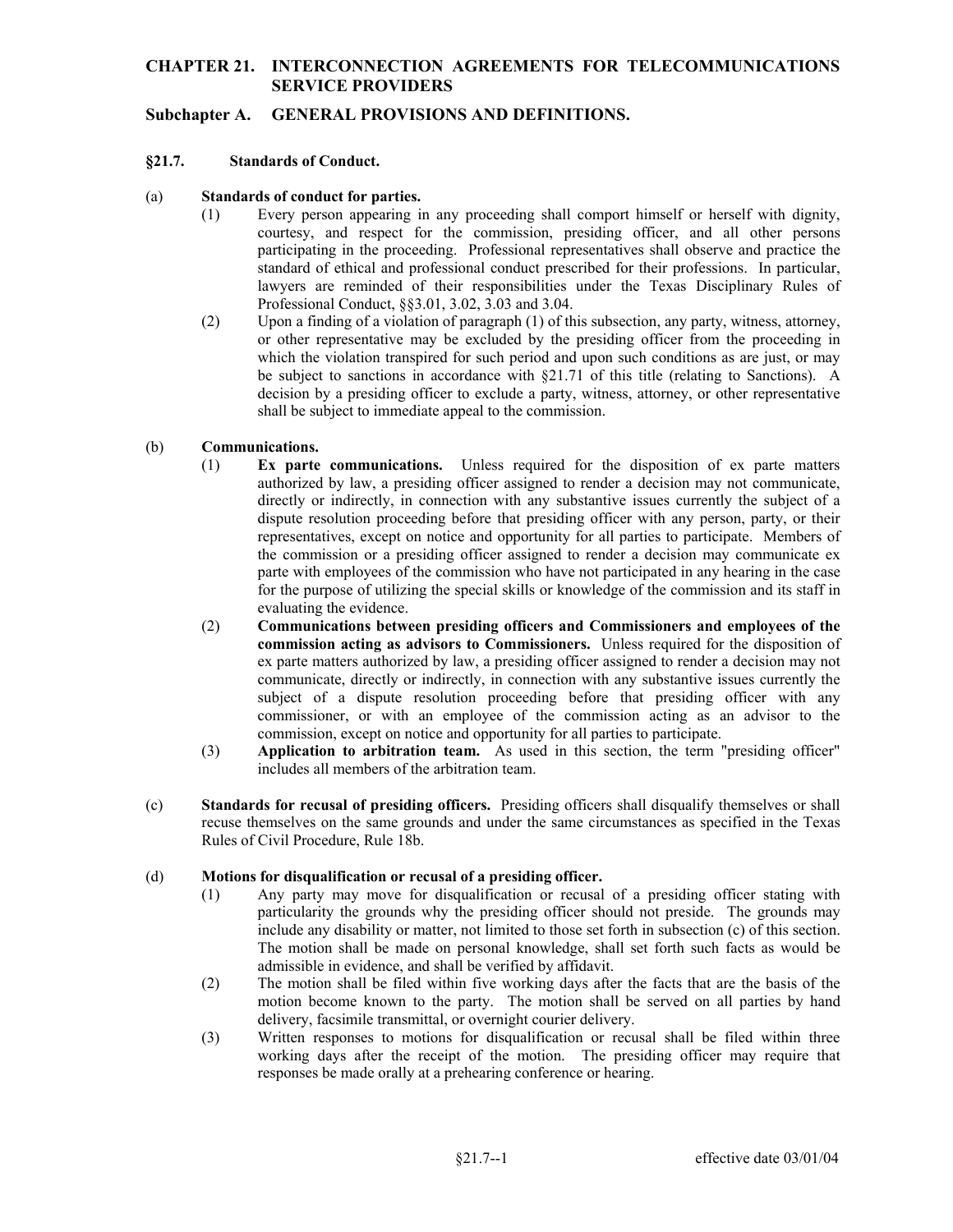# CHAPTER 21. INTERCONNECTION AGREEMENTS FOR TELECOMMUNICATIONS SERVICE PROVIDERS

## Subchapter A. GENERAL PROVISIONS AND DEFINITIONS.

### §21.7. Standards of Conduct.

(a) **Standards of conduct for parties.**

(1) Every person appearing in any proceeding shall comport himself or herself with dignity, courtesy, and respect for the commission, presiding officer, and all other persons participating in the proceeding. Professional representatives shall observe and practice the standard of ethical and professional conduct prescribed for their professions. In particular, lawyers are reminded of their responsibilities under the Texas Disciplinary Rules of Professional Conduct, §§3.01, 3.02, 3.03 and 3.04.

(2) Upon a finding of a violation of paragraph (1) of this subsection, any party, witness, attorney, or other representative may be excluded by the presiding officer from the proceeding in which the violation transpired for such period and upon such conditions as are just, or may be subject to sanctions in accordance with §21.71 of this title (relating to Sanctions). A decision by a presiding officer to exclude a party, witness, attorney, or other representative shall be subject to immediate appeal to the commission.

(b) **Communications.**

(1) **Ex parte communications.** Unless required for the disposition of ex parte matters authorized by law, a presiding officer assigned to render a decision may not communicate, directly or indirectly, in connection with any substantive issues currently the subject of a dispute resolution proceeding before that presiding officer with any person, party, or their representatives, except on notice and opportunity for all parties to participate. Members of the commission or a presiding officer assigned to render a decision may communicate ex parte with employees of the commission who have not participated in any hearing in the case for the purpose of utilizing the special skills or knowledge of the commission and its staff in evaluating the evidence.

(2) **Communications between presiding officers and Commissioners and employees of the commission acting as advisors to Commissioners.** Unless required for the disposition of ex parte matters authorized by law, a presiding officer assigned to render a decision may not communicate, directly or indirectly, in connection with any substantive issues currently the subject of a dispute resolution proceeding before that presiding officer with any commissioner, or with an employee of the commission acting as an advisor to the commission, except on notice and opportunity for all parties to participate.

(3) **Application to arbitration team.** As used in this section, the term "presiding officer" includes all members of the arbitration team.

(c) **Standards for recusal of presiding officers.** Presiding officers shall disqualify themselves or shall recuse themselves on the same grounds and under the same circumstances as specified in the Texas Rules of Civil Procedure, Rule 18b.

(d) **Motions for disqualification or recusal of a presiding officer.**

(1) Any party may move for disqualification or recusal of a presiding officer stating with particularity the grounds why the presiding officer should not preside. The grounds may include any disability or matter, not limited to those set forth in subsection (c) of this section. The motion shall be made on personal knowledge, shall set forth such facts as would be admissible in evidence, and shall be verified by affidavit.

(2) The motion shall be filed within five working days after the facts that are the basis of the motion become known to the party. The motion shall be served on all parties by hand delivery, facsimile transmittal, or overnight courier delivery.

(3) Written responses to motions for disqualification or recusal shall be filed within three working days after the receipt of the motion. The presiding officer may require that responses be made orally at a prehearing conference or hearing.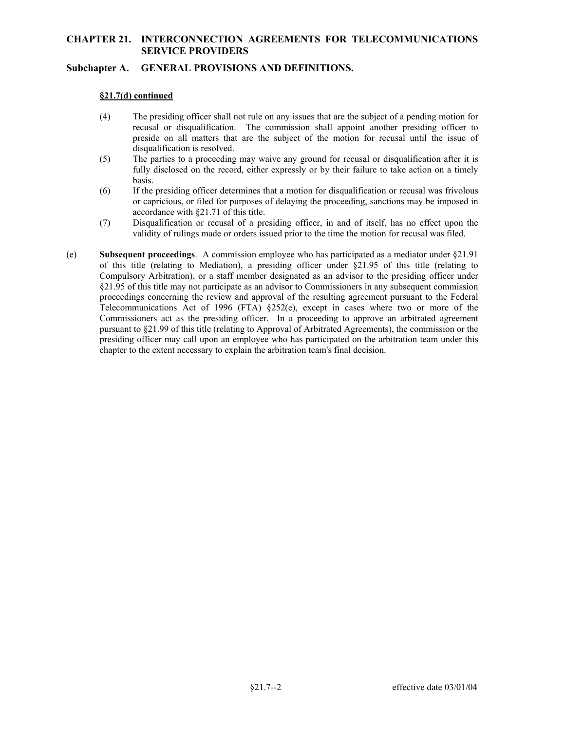# CHAPTER 21. INTERCONNECTION AGREEMENTS FOR TELECOMMUNICATIONS SERVICE PROVIDERS

## Subchapter A. GENERAL PROVISIONS AND DEFINITIONS.

**§21.7(d) continued**

(4) The presiding officer shall not rule on any issues that are the subject of a pending motion for recusal or disqualification. The commission shall appoint another presiding officer to preside on all matters that are the subject of the motion for recusal until the issue of disqualification is resolved.

(5) The parties to a proceeding may waive any ground for recusal or disqualification after it is fully disclosed on the record, either expressly or by their failure to take action on a timely basis.

(6) If the presiding officer determines that a motion for disqualification or recusal was frivolous or capricious, or filed for purposes of delaying the proceeding, sanctions may be imposed in accordance with §21.71 of this title.

(7) Disqualification or recusal of a presiding officer, in and of itself, has no effect upon the validity of rulings made or orders issued prior to the time the motion for recusal was filed.

(e) **Subsequent proceedings**. A commission employee who has participated as a mediator under §21.91 of this title (relating to Mediation), a presiding officer under §21.95 of this title (relating to Compulsory Arbitration), or a staff member designated as an advisor to the presiding officer under §21.95 of this title may not participate as an advisor to Commissioners in any subsequent commission proceedings concerning the review and approval of the resulting agreement pursuant to the Federal Telecommunications Act of 1996 (FTA) §252(e), except in cases where two or more of the Commissioners act as the presiding officer. In a proceeding to approve an arbitrated agreement pursuant to §21.99 of this title (relating to Approval of Arbitrated Agreements), the commission or the presiding officer may call upon an employee who has participated on the arbitration team under this chapter to the extent necessary to explain the arbitration team's final decision.